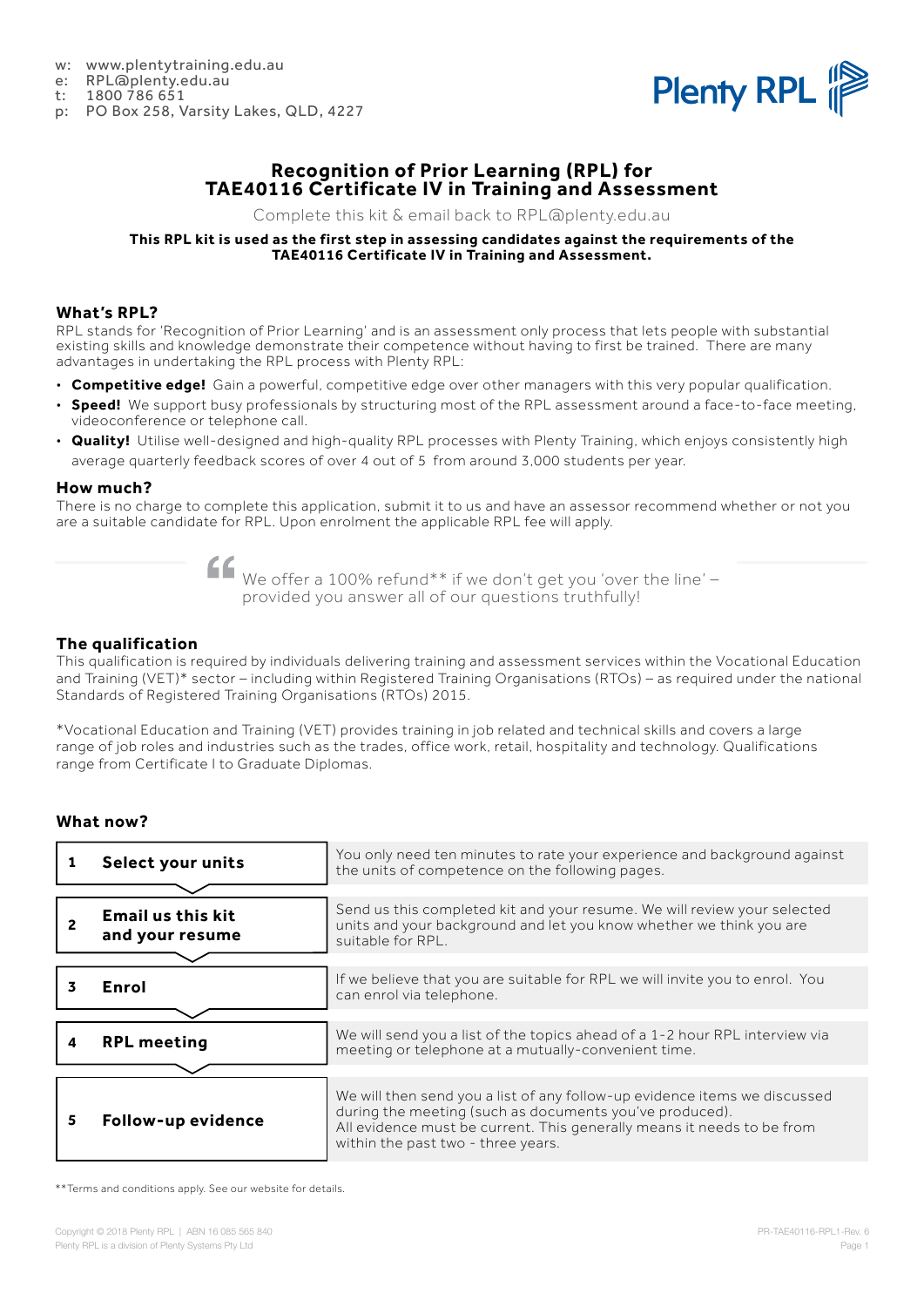w: www.plentytraining.edu.au
e: RPL@plenty.edu.au
t: 1800 786 651
p: PO Box 258, Varsity Lakes, QLD, 4227

Plenty RPL

# Recognition of Prior Learning (RPL) for TAE40116 Certificate IV in Training and Assessment

Complete this kit & email back to RPL@plenty.edu.au

**This RPL kit is used as the first step in assessing candidates against the requirements of the TAE40116 Certificate IV in Training and Assessment.**

## What's RPL?

RPL stands for 'Recognition of Prior Learning' and is an assessment only process that lets people with substantial existing skills and knowledge demonstrate their competence without having to first be trained. There are many advantages in undertaking the RPL process with Plenty RPL:

- **Competitive edge!** Gain a powerful, competitive edge over other managers with this very popular qualification.
- **Speed!** We support busy professionals by structuring most of the RPL assessment around a face-to-face meeting, videoconference or telephone call.
- **Quality!** Utilise well-designed and high-quality RPL processes with Plenty Training, which enjoys consistently high average quarterly feedback scores of over 4 out of 5 from around 3,000 students per year.

## How much?

There is no charge to complete this application, submit it to us and have an assessor recommend whether or not you are a suitable candidate for RPL. Upon enrolment the applicable RPL fee will apply.

> We offer a 100% refund** if we don't get you 'over the line' – provided you answer all of our questions truthfully!

## The qualification

This qualification is required by individuals delivering training and assessment services within the Vocational Education and Training (VET)* sector – including within Registered Training Organisations (RTOs) – as required under the national Standards of Registered Training Organisations (RTOs) 2015.

*Vocational Education and Training (VET) provides training in job related and technical skills and covers a large range of job roles and industries such as the trades, office work, retail, hospitality and technology. Qualifications range from Certificate I to Graduate Diplomas.

## What now?

| Step | | Details |
|---|---|---|
| 1 | **Select your units** | You only need ten minutes to rate your experience and background against the units of competence on the following pages. |
| 2 | **Email us this kit and your resume** | Send us this completed kit and your resume. We will review your selected units and your background and let you know whether we think you are suitable for RPL. |
| 3 | **Enrol** | If we believe that you are suitable for RPL we will invite you to enrol. You can enrol via telephone. |
| 4 | **RPL meeting** | We will send you a list of the topics ahead of a 1-2 hour RPL interview via meeting or telephone at a mutually-convenient time. |
| 5 | **Follow-up evidence** | We will then send you a list of any follow-up evidence items we discussed during the meeting (such as documents you've produced). All evidence must be current. This generally means it needs to be from within the past two - three years. |

**Terms and conditions apply. See our website for details.

Copyright © 2018 Plenty RPL | ABN 16 085 565 840
Plenty RPL is a division of Plenty Systems Pty Ltd

PR-TAE40116-RPL1-Rev. 6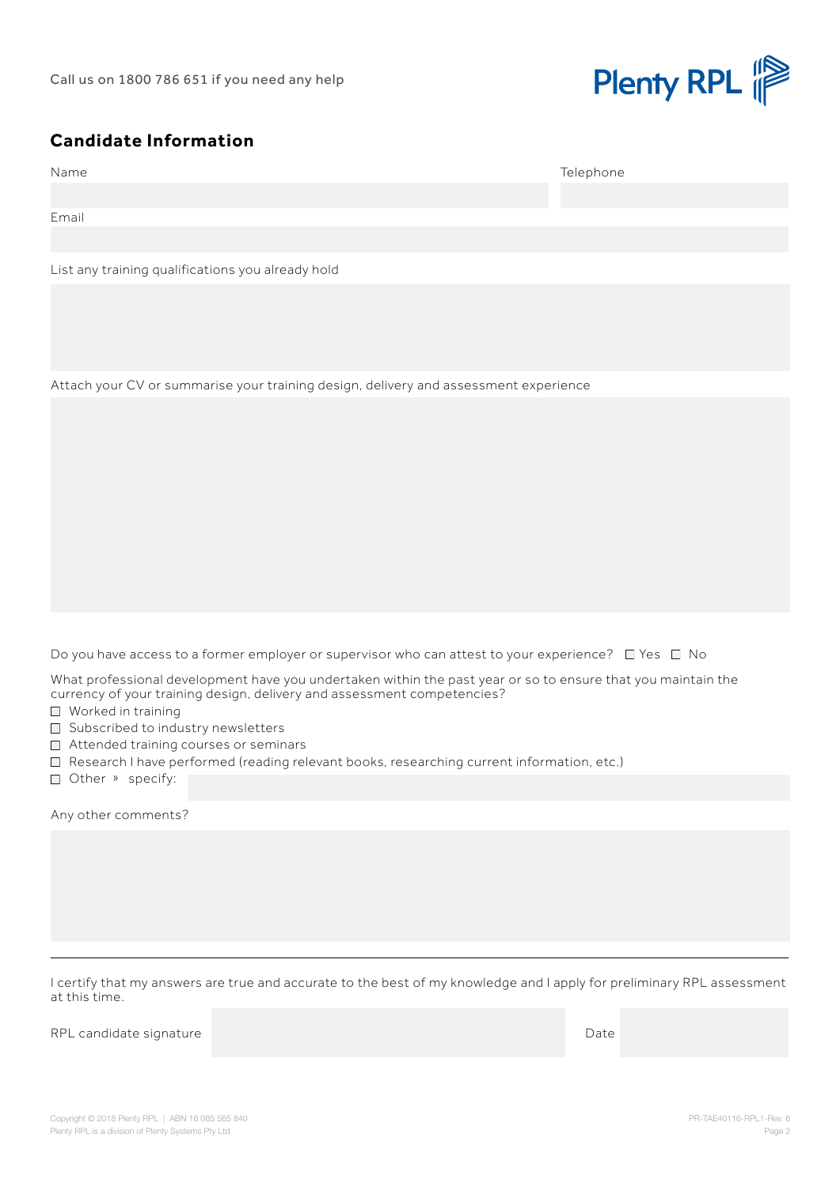Call us on 1800 786 651 if you need any help

## Candidate Information

Name

Telephone

Email

List any training qualifications you already hold

Attach your CV or summarise your training design, delivery and assessment experience

Do you have access to a former employer or supervisor who can attest to your experience? ☐ Yes ☐ No

What professional development have you undertaken within the past year or so to ensure that you maintain the currency of your training design, delivery and assessment competencies?

- ☐ Worked in training
- ☐ Subscribed to industry newsletters
- ☐ Attended training courses or seminars
- ☐ Research I have performed (reading relevant books, researching current information, etc.)
- ☐ Other » specify:

Any other comments?

---

I certify that my answers are true and accurate to the best of my knowledge and I apply for preliminary RPL assessment at this time.

RPL candidate signature

Date

Copyright © 2018 Plenty RPL | ABN 16 085 565 840
Plenty RPL is a division of Plenty Systems Pty Ltd

PR-TAE40116-RPL1-Rev. 6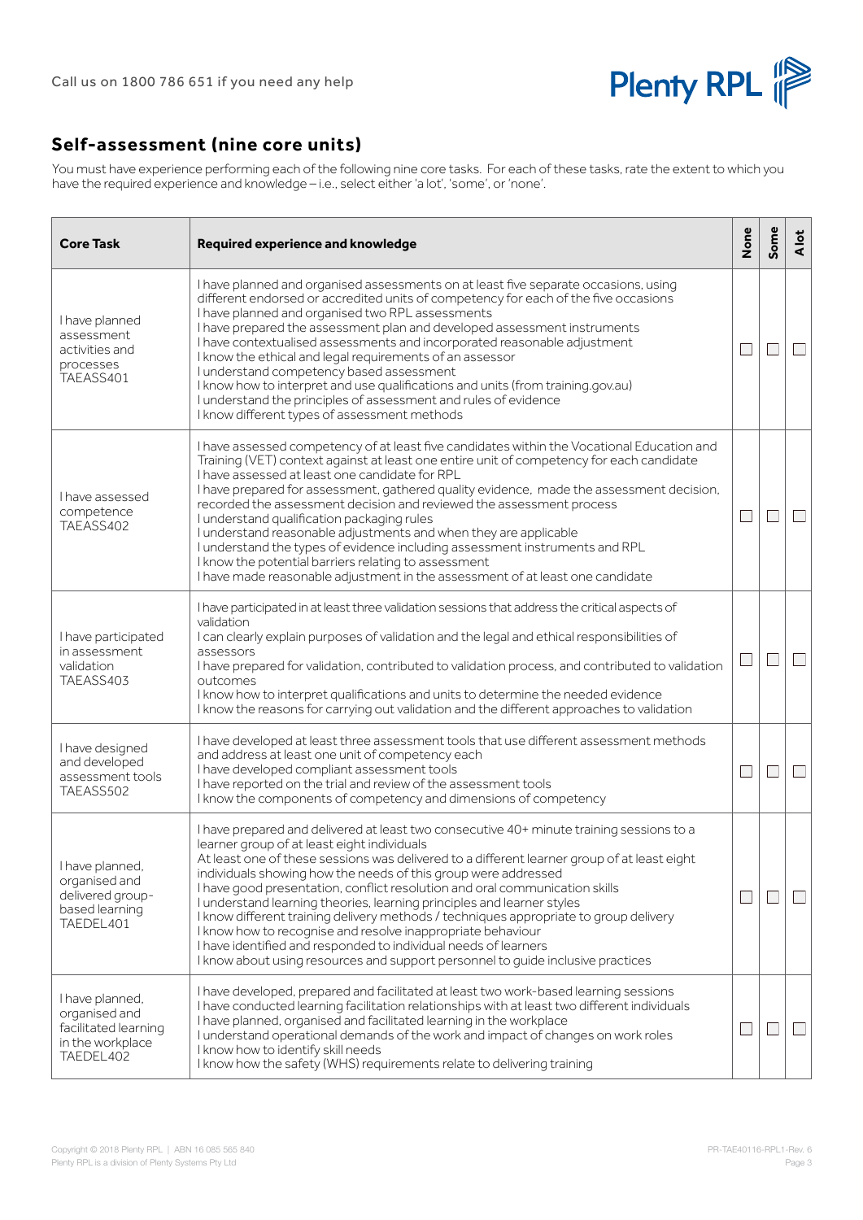## Self-assessment (nine core units)

You must have experience performing each of the following nine core tasks. For each of these tasks, rate the extent to which you have the required experience and knowledge – i.e., select either 'a lot', 'some', or 'none'.

| Core Task | Required experience and knowledge | None | Some | A lot |
|---|---|---|---|---|
| I have planned assessment activities and processes TAEASS401 | I have planned and organised assessments on at least five separate occasions, using different endorsed or accredited units of competency for each of the five occasions<br>I have planned and organised two RPL assessments<br>I have prepared the assessment plan and developed assessment instruments<br>I have contextualised assessments and incorporated reasonable adjustment<br>I know the ethical and legal requirements of an assessor<br>I understand competency based assessment<br>I know how to interpret and use qualifications and units (from training.gov.au)<br>I understand the principles of assessment and rules of evidence<br>I know different types of assessment methods | ☐ | ☐ | ☐ |
| I have assessed competence TAEASS402 | I have assessed competency of at least five candidates within the Vocational Education and Training (VET) context against at least one entire unit of competency for each candidate<br>I have assessed at least one candidate for RPL<br>I have prepared for assessment, gathered quality evidence, made the assessment decision, recorded the assessment decision and reviewed the assessment process<br>I understand qualification packaging rules<br>I understand reasonable adjustments and when they are applicable<br>I understand the types of evidence including assessment instruments and RPL<br>I know the potential barriers relating to assessment<br>I have made reasonable adjustment in the assessment of at least one candidate | ☐ | ☐ | ☐ |
| I have participated in assessment validation TAEASS403 | I have participated in at least three validation sessions that address the critical aspects of validation<br>I can clearly explain purposes of validation and the legal and ethical responsibilities of assessors<br>I have prepared for validation, contributed to validation process, and contributed to validation outcomes<br>I know how to interpret qualifications and units to determine the needed evidence<br>I know the reasons for carrying out validation and the different approaches to validation | ☐ | ☐ | ☐ |
| I have designed and developed assessment tools TAEASS502 | I have developed at least three assessment tools that use different assessment methods and address at least one unit of competency each<br>I have developed compliant assessment tools<br>I have reported on the trial and review of the assessment tools<br>I know the components of competency and dimensions of competency | ☐ | ☐ | ☐ |
| I have planned, organised and delivered group-based learning TAEDEL401 | I have prepared and delivered at least two consecutive 40+ minute training sessions to a learner group of at least eight individuals<br>At least one of these sessions was delivered to a different learner group of at least eight individuals showing how the needs of this group were addressed<br>I have good presentation, conflict resolution and oral communication skills<br>I understand learning theories, learning principles and learner styles<br>I know different training delivery methods / techniques appropriate to group delivery<br>I know how to recognise and resolve inappropriate behaviour<br>I have identified and responded to individual needs of learners<br>I know about using resources and support personnel to guide inclusive practices | ☐ | ☐ | ☐ |
| I have planned, organised and facilitated learning in the workplace TAEDEL402 | I have developed, prepared and facilitated at least two work-based learning sessions<br>I have conducted learning facilitation relationships with at least two different individuals<br>I have planned, organised and facilitated learning in the workplace<br>I understand operational demands of the work and impact of changes on work roles<br>I know how to identify skill needs<br>I know how the safety (WHS) requirements relate to delivering training | ☐ | ☐ | ☐ |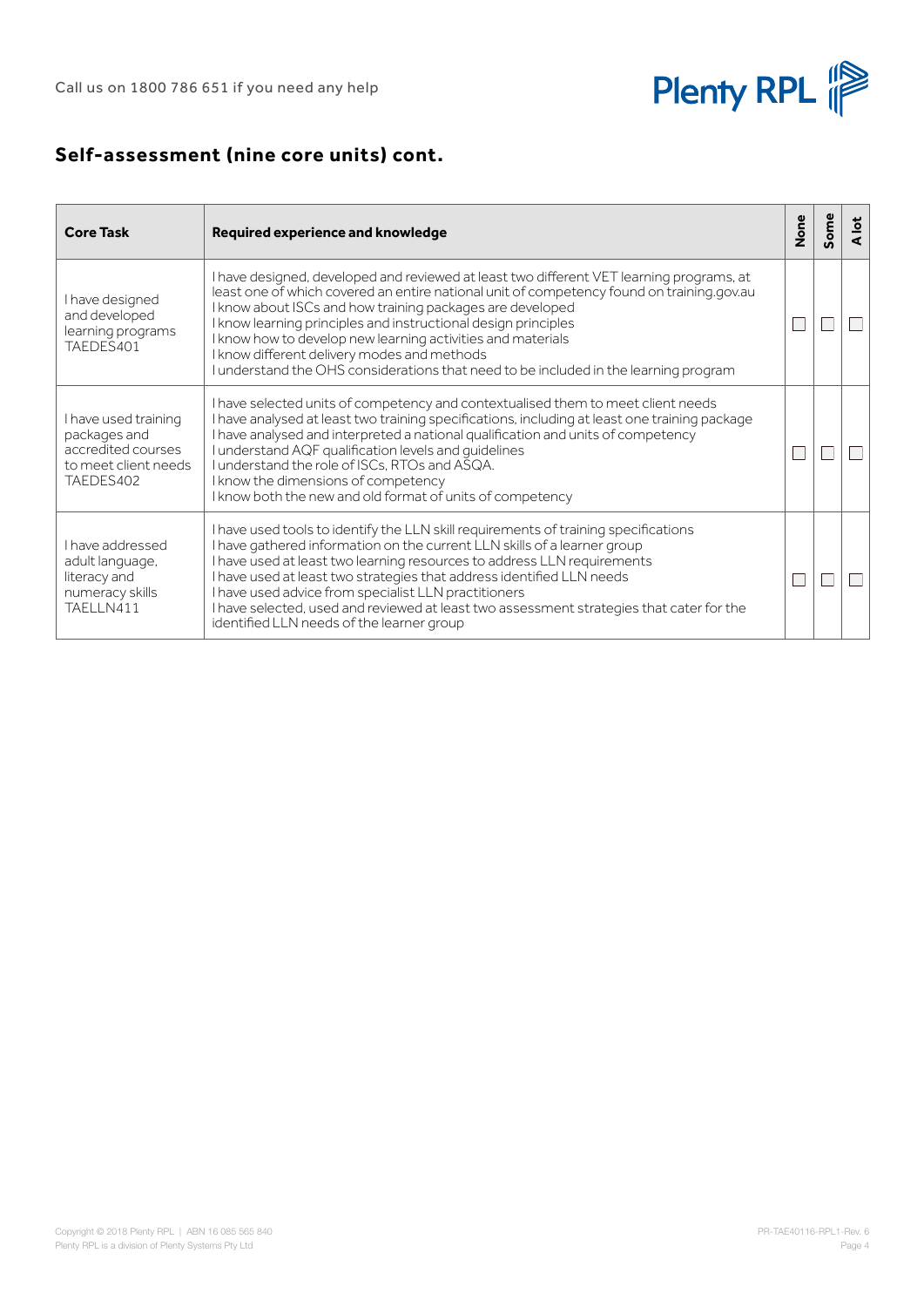## Self-assessment (nine core units) cont.

| Core Task | Required experience and knowledge | None | Some | A lot |
|---|---|---|---|---|
| I have designed and developed learning programs TAEDES401 | I have designed, developed and reviewed at least two different VET learning programs, at least one of which covered an entire national unit of competency found on training.gov.au<br>I know about ISCs and how training packages are developed<br>I know learning principles and instructional design principles<br>I know how to develop new learning activities and materials<br>I know different delivery modes and methods<br>I understand the OHS considerations that need to be included in the learning program | ☐ | ☐ | ☐ |
| I have used training packages and accredited courses to meet client needs TAEDES402 | I have selected units of competency and contextualised them to meet client needs<br>I have analysed at least two training specifications, including at least one training package<br>I have analysed and interpreted a national qualification and units of competency<br>I understand AQF qualification levels and guidelines<br>I understand the role of ISCs, RTOs and ASQA.<br>I know the dimensions of competency<br>I know both the new and old format of units of competency | ☐ | ☐ | ☐ |
| I have addressed adult language, literacy and numeracy skills TAELLN411 | I have used tools to identify the LLN skill requirements of training specifications<br>I have gathered information on the current LLN skills of a learner group<br>I have used at least two learning resources to address LLN requirements<br>I have used at least two strategies that address identified LLN needs<br>I have used advice from specialist LLN practitioners<br>I have selected, used and reviewed at least two assessment strategies that cater for the identified LLN needs of the learner group | ☐ | ☐ | ☐ |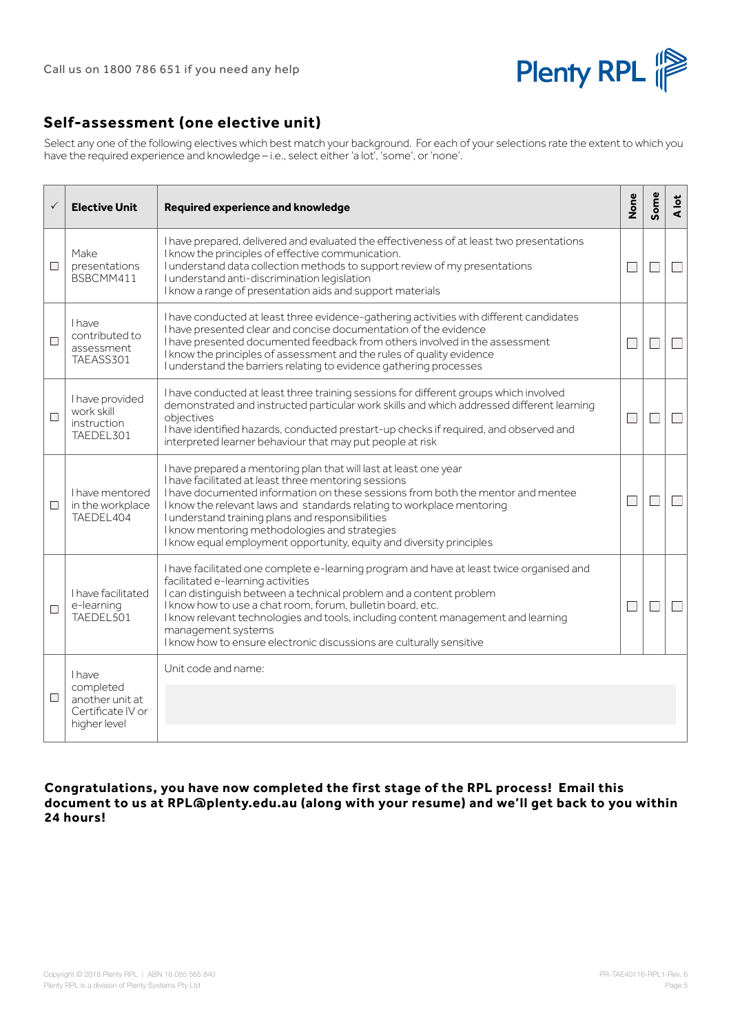## Self-assessment (one elective unit)

Select any one of the following electives which best match your background. For each of your selections rate the extent to which you have the required experience and knowledge – i.e., select either 'a lot', 'some', or 'none'.

| ✓ | Elective Unit | Required experience and knowledge | None | Some | A lot |
|---|---|---|---|---|---|
| ☐ | Make presentations BSBCMM411 | I have prepared, delivered and evaluated the effectiveness of at least two presentations<br>I know the principles of effective communication.<br>I understand data collection methods to support review of my presentations<br>I understand anti-discrimination legislation<br>I know a range of presentation aids and support materials | ☐ | ☐ | ☐ |
| ☐ | I have contributed to assessment TAEASS301 | I have conducted at least three evidence-gathering activities with different candidates<br>I have presented clear and concise documentation of the evidence<br>I have presented documented feedback from others involved in the assessment<br>I know the principles of assessment and the rules of quality evidence<br>I understand the barriers relating to evidence gathering processes | ☐ | ☐ | ☐ |
| ☐ | I have provided work skill instruction TAEDEL301 | I have conducted at least three training sessions for different groups which involved demonstrated and instructed particular work skills and which addressed different learning objectives<br>I have identified hazards, conducted prestart-up checks if required, and observed and interpreted learner behaviour that may put people at risk | ☐ | ☐ | ☐ |
| ☐ | I have mentored in the workplace TAEDEL404 | I have prepared a mentoring plan that will last at least one year<br>I have facilitated at least three mentoring sessions<br>I have documented information on these sessions from both the mentor and mentee<br>I know the relevant laws and standards relating to workplace mentoring<br>I understand training plans and responsibilities<br>I know mentoring methodologies and strategies<br>I know equal employment opportunity, equity and diversity principles | ☐ | ☐ | ☐ |
| ☐ | I have facilitated e-learning TAEDEL501 | I have facilitated one complete e-learning program and have at least twice organised and facilitated e-learning activities<br>I can distinguish between a technical problem and a content problem<br>I know how to use a chat room, forum, bulletin board, etc.<br>I know relevant technologies and tools, including content management and learning management systems<br>I know how to ensure electronic discussions are culturally sensitive | ☐ | ☐ | ☐ |
| ☐ | I have completed another unit at Certificate IV or higher level | Unit code and name: | | | |

**Congratulations, you have now completed the first stage of the RPL process! Email this document to us at RPL@plenty.edu.au (along with your resume) and we'll get back to you within 24 hours!**